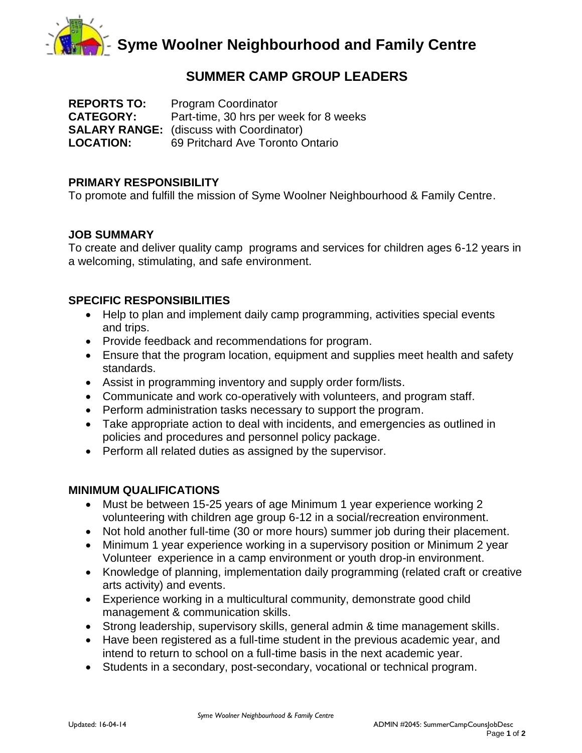# Syme Woolner Neighbourhood and Family Centre

## SUMMER CAMP GROUP LEADERS

**REPORTS TO:** Program Coordinator
**CATEGORY:** Part-time, 30 hrs per week for 8 weeks
**SALARY RANGE:** (discuss with Coordinator)
**LOCATION:** 69 Pritchard Ave Toronto Ontario

### PRIMARY RESPONSIBILITY

To promote and fulfill the mission of Syme Woolner Neighbourhood & Family Centre.

### JOB SUMMARY

To create and deliver quality camp programs and services for children ages 6-12 years in a welcoming, stimulating, and safe environment.

### SPECIFIC RESPONSIBILITIES

- Help to plan and implement daily camp programming, activities special events and trips.
- Provide feedback and recommendations for program.
- Ensure that the program location, equipment and supplies meet health and safety standards.
- Assist in programming inventory and supply order form/lists.
- Communicate and work co-operatively with volunteers, and program staff.
- Perform administration tasks necessary to support the program.
- Take appropriate action to deal with incidents, and emergencies as outlined in policies and procedures and personnel policy package.
- Perform all related duties as assigned by the supervisor.

### MINIMUM QUALIFICATIONS

- Must be between 15-25 years of age Minimum 1 year experience working 2 volunteering with children age group 6-12 in a social/recreation environment.
- Not hold another full-time (30 or more hours) summer job during their placement.
- Minimum 1 year experience working in a supervisory position or Minimum 2 year Volunteer experience in a camp environment or youth drop-in environment.
- Knowledge of planning, implementation daily programming (related craft or creative arts activity) and events.
- Experience working in a multicultural community, demonstrate good child management & communication skills.
- Strong leadership, supervisory skills, general admin & time management skills.
- Have been registered as a full-time student in the previous academic year, and intend to return to school on a full-time basis in the next academic year.
- Students in a secondary, post-secondary, vocational or technical program.

Updated: 16-04-14 ADMIN #2045: SummerCampCounsJobDesc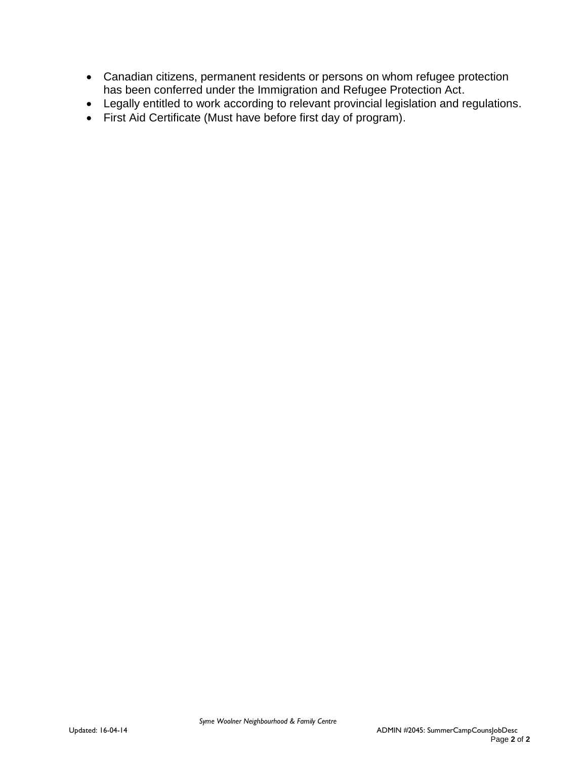- Canadian citizens, permanent residents or persons on whom refugee protection has been conferred under the Immigration and Refugee Protection Act.
- Legally entitled to work according to relevant provincial legislation and regulations.
- First Aid Certificate (Must have before first day of program).